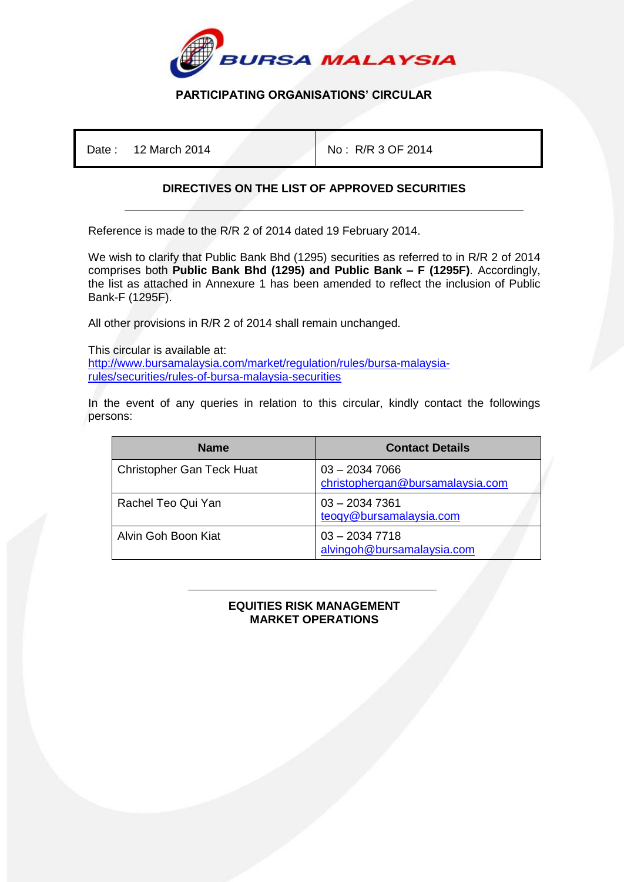**BURSA MALAYSIA**

## PARTICIPATING ORGANISATIONS' CIRCULAR

| Date : 12 March 2014 | No : R/R 3 OF 2014 |
|---|---|

### DIRECTIVES ON THE LIST OF APPROVED SECURITIES

Reference is made to the R/R 2 of 2014 dated 19 February 2014.

We wish to clarify that Public Bank Bhd (1295) securities as referred to in R/R 2 of 2014 comprises both **Public Bank Bhd (1295) and Public Bank – F (1295F)**. Accordingly, the list as attached in Annexure 1 has been amended to reflect the inclusion of Public Bank-F (1295F).

All other provisions in R/R 2 of 2014 shall remain unchanged.

This circular is available at:
http://www.bursamalaysia.com/market/regulation/rules/bursa-malaysia-rules/securities/rules-of-bursa-malaysia-securities

In the event of any queries in relation to this circular, kindly contact the followings persons:

| Name | Contact Details |
|---|---|
| Christopher Gan Teck Huat | 03 – 2034 7066<br>christophergan@bursamalaysia.com |
| Rachel Teo Qui Yan | 03 – 2034 7361<br>teoqy@bursamalaysia.com |
| Alvin Goh Boon Kiat | 03 – 2034 7718<br>alvingoh@bursamalaysia.com |

**EQUITIES RISK MANAGEMENT**
**MARKET OPERATIONS**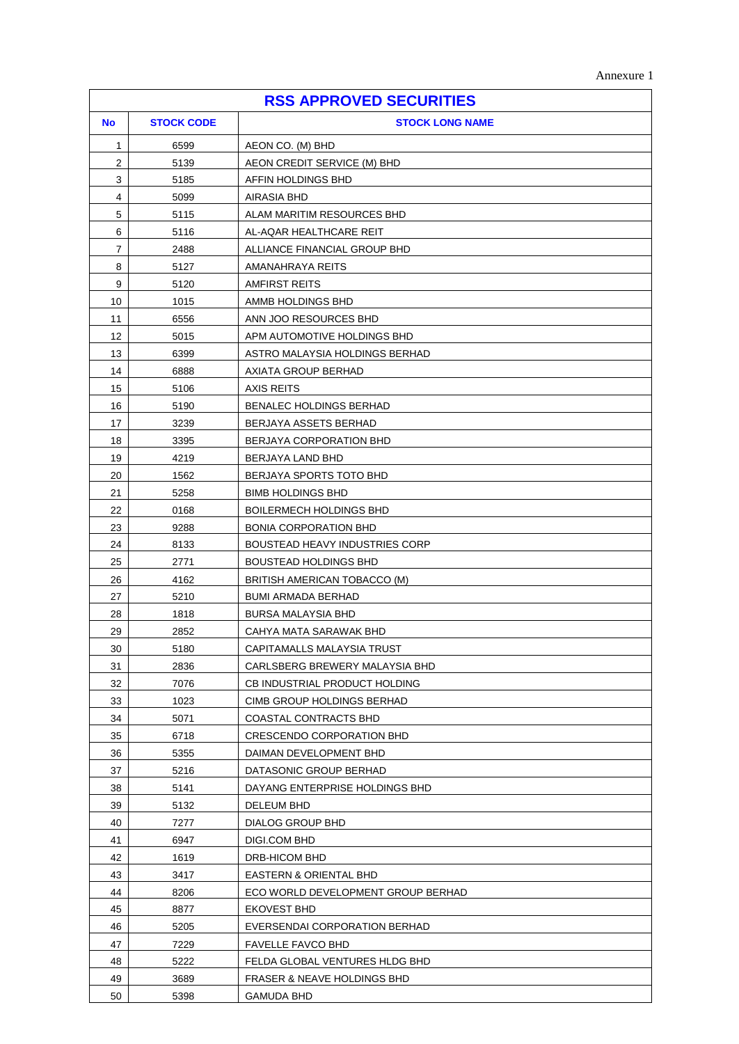Annexure 1

| RSS APPROVED SECURITIES | | |
|---|---|---|
| **No** | **STOCK CODE** | **STOCK LONG NAME** |
| 1 | 6599 | AEON CO. (M) BHD |
| 2 | 5139 | AEON CREDIT SERVICE (M) BHD |
| 3 | 5185 | AFFIN HOLDINGS BHD |
| 4 | 5099 | AIRASIA BHD |
| 5 | 5115 | ALAM MARITIM RESOURCES BHD |
| 6 | 5116 | AL-AQAR HEALTHCARE REIT |
| 7 | 2488 | ALLIANCE FINANCIAL GROUP BHD |
| 8 | 5127 | AMANAHRAYA REITS |
| 9 | 5120 | AMFIRST REITS |
| 10 | 1015 | AMMB HOLDINGS BHD |
| 11 | 6556 | ANN JOO RESOURCES BHD |
| 12 | 5015 | APM AUTOMOTIVE HOLDINGS BHD |
| 13 | 6399 | ASTRO MALAYSIA HOLDINGS BERHAD |
| 14 | 6888 | AXIATA GROUP BERHAD |
| 15 | 5106 | AXIS REITS |
| 16 | 5190 | BENALEC HOLDINGS BERHAD |
| 17 | 3239 | BERJAYA ASSETS BERHAD |
| 18 | 3395 | BERJAYA CORPORATION BHD |
| 19 | 4219 | BERJAYA LAND BHD |
| 20 | 1562 | BERJAYA SPORTS TOTO BHD |
| 21 | 5258 | BIMB HOLDINGS BHD |
| 22 | 0168 | BOILERMECH HOLDINGS BHD |
| 23 | 9288 | BONIA CORPORATION BHD |
| 24 | 8133 | BOUSTEAD HEAVY INDUSTRIES CORP |
| 25 | 2771 | BOUSTEAD HOLDINGS BHD |
| 26 | 4162 | BRITISH AMERICAN TOBACCO (M) |
| 27 | 5210 | BUMI ARMADA BERHAD |
| 28 | 1818 | BURSA MALAYSIA BHD |
| 29 | 2852 | CAHYA MATA SARAWAK BHD |
| 30 | 5180 | CAPITAMALLS MALAYSIA TRUST |
| 31 | 2836 | CARLSBERG BREWERY MALAYSIA BHD |
| 32 | 7076 | CB INDUSTRIAL PRODUCT HOLDING |
| 33 | 1023 | CIMB GROUP HOLDINGS BERHAD |
| 34 | 5071 | COASTAL CONTRACTS BHD |
| 35 | 6718 | CRESCENDO CORPORATION BHD |
| 36 | 5355 | DAIMAN DEVELOPMENT BHD |
| 37 | 5216 | DATASONIC GROUP BERHAD |
| 38 | 5141 | DAYANG ENTERPRISE HOLDINGS BHD |
| 39 | 5132 | DELEUM BHD |
| 40 | 7277 | DIALOG GROUP BHD |
| 41 | 6947 | DIGI.COM BHD |
| 42 | 1619 | DRB-HICOM BHD |
| 43 | 3417 | EASTERN & ORIENTAL BHD |
| 44 | 8206 | ECO WORLD DEVELOPMENT GROUP BERHAD |
| 45 | 8877 | EKOVEST BHD |
| 46 | 5205 | EVERSENDAI CORPORATION BERHAD |
| 47 | 7229 | FAVELLE FAVCO BHD |
| 48 | 5222 | FELDA GLOBAL VENTURES HLDG BHD |
| 49 | 3689 | FRASER & NEAVE HOLDINGS BHD |
| 50 | 5398 | GAMUDA BHD |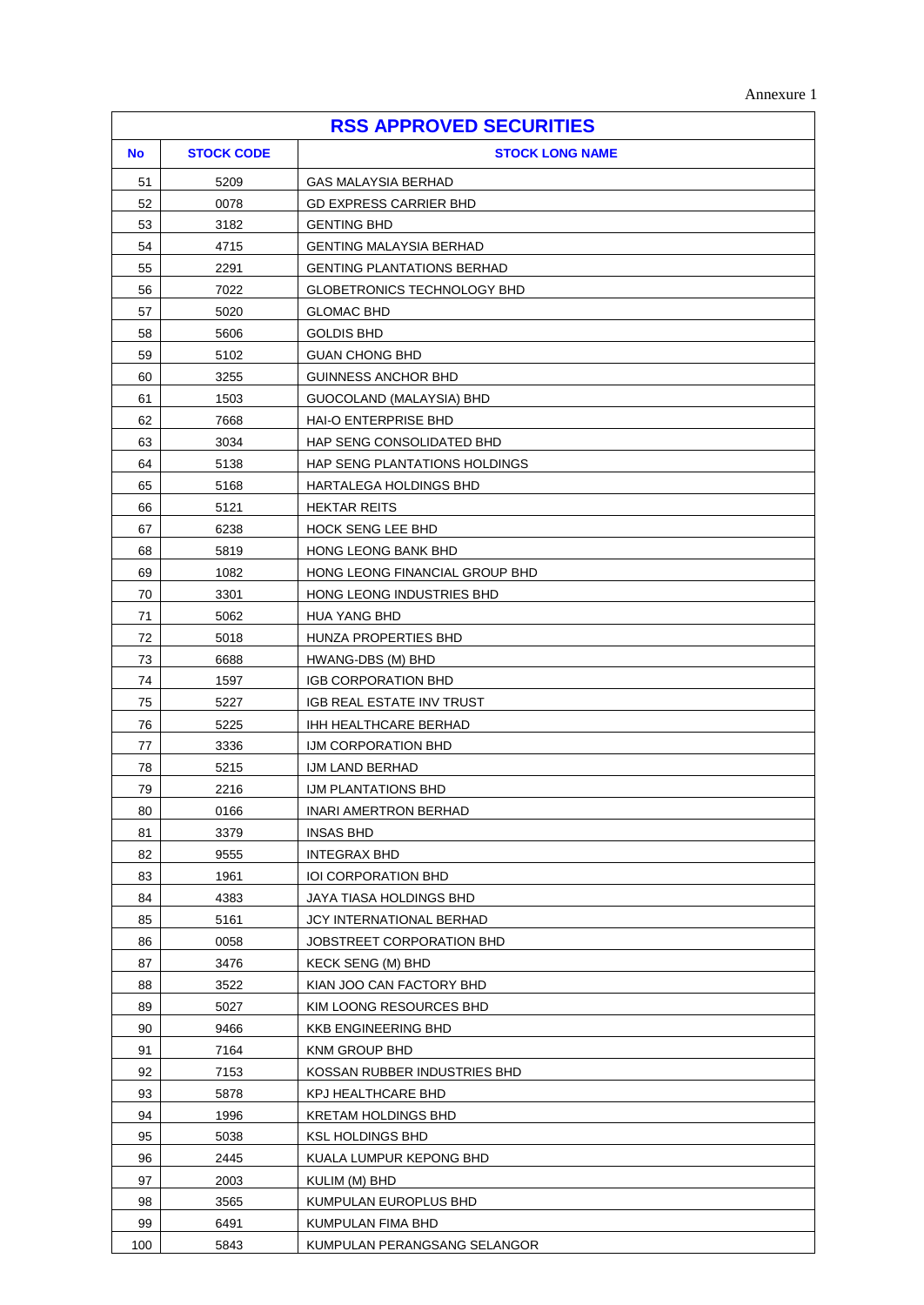Annexure 1

| RSS APPROVED SECURITIES | | |
|---|---|---|
| **No** | **STOCK CODE** | **STOCK LONG NAME** |
| 51 | 5209 | GAS MALAYSIA BERHAD |
| 52 | 0078 | GD EXPRESS CARRIER BHD |
| 53 | 3182 | GENTING BHD |
| 54 | 4715 | GENTING MALAYSIA BERHAD |
| 55 | 2291 | GENTING PLANTATIONS BERHAD |
| 56 | 7022 | GLOBETRONICS TECHNOLOGY BHD |
| 57 | 5020 | GLOMAC BHD |
| 58 | 5606 | GOLDIS BHD |
| 59 | 5102 | GUAN CHONG BHD |
| 60 | 3255 | GUINNESS ANCHOR BHD |
| 61 | 1503 | GUOCOLAND (MALAYSIA) BHD |
| 62 | 7668 | HAI-O ENTERPRISE BHD |
| 63 | 3034 | HAP SENG CONSOLIDATED BHD |
| 64 | 5138 | HAP SENG PLANTATIONS HOLDINGS |
| 65 | 5168 | HARTALEGA HOLDINGS BHD |
| 66 | 5121 | HEKTAR REITS |
| 67 | 6238 | HOCK SENG LEE BHD |
| 68 | 5819 | HONG LEONG BANK BHD |
| 69 | 1082 | HONG LEONG FINANCIAL GROUP BHD |
| 70 | 3301 | HONG LEONG INDUSTRIES BHD |
| 71 | 5062 | HUA YANG BHD |
| 72 | 5018 | HUNZA PROPERTIES BHD |
| 73 | 6688 | HWANG-DBS (M) BHD |
| 74 | 1597 | IGB CORPORATION BHD |
| 75 | 5227 | IGB REAL ESTATE INV TRUST |
| 76 | 5225 | IHH HEALTHCARE BERHAD |
| 77 | 3336 | IJM CORPORATION BHD |
| 78 | 5215 | IJM LAND BERHAD |
| 79 | 2216 | IJM PLANTATIONS BHD |
| 80 | 0166 | INARI AMERTRON BERHAD |
| 81 | 3379 | INSAS BHD |
| 82 | 9555 | INTEGRAX BHD |
| 83 | 1961 | IOI CORPORATION BHD |
| 84 | 4383 | JAYA TIASA HOLDINGS BHD |
| 85 | 5161 | JCY INTERNATIONAL BERHAD |
| 86 | 0058 | JOBSTREET CORPORATION BHD |
| 87 | 3476 | KECK SENG (M) BHD |
| 88 | 3522 | KIAN JOO CAN FACTORY BHD |
| 89 | 5027 | KIM LOONG RESOURCES BHD |
| 90 | 9466 | KKB ENGINEERING BHD |
| 91 | 7164 | KNM GROUP BHD |
| 92 | 7153 | KOSSAN RUBBER INDUSTRIES BHD |
| 93 | 5878 | KPJ HEALTHCARE BHD |
| 94 | 1996 | KRETAM HOLDINGS BHD |
| 95 | 5038 | KSL HOLDINGS BHD |
| 96 | 2445 | KUALA LUMPUR KEPONG BHD |
| 97 | 2003 | KULIM (M) BHD |
| 98 | 3565 | KUMPULAN EUROPLUS BHD |
| 99 | 6491 | KUMPULAN FIMA BHD |
| 100 | 5843 | KUMPULAN PERANGSANG SELANGOR |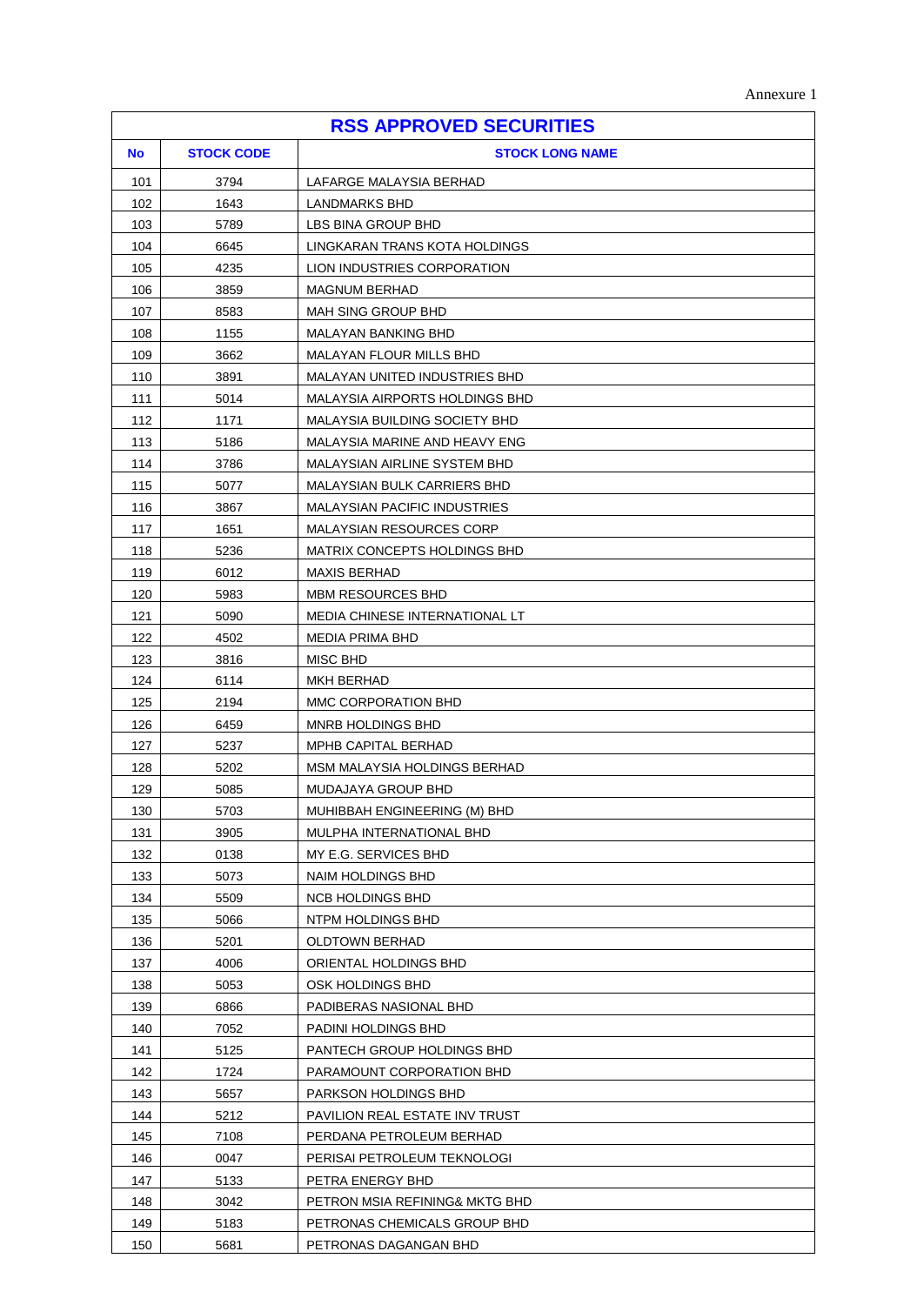Annexure 1

| RSS APPROVED SECURITIES | | |
|---|---|---|
| **No** | **STOCK CODE** | **STOCK LONG NAME** |
| 101 | 3794 | LAFARGE MALAYSIA BERHAD |
| 102 | 1643 | LANDMARKS BHD |
| 103 | 5789 | LBS BINA GROUP BHD |
| 104 | 6645 | LINGKARAN TRANS KOTA HOLDINGS |
| 105 | 4235 | LION INDUSTRIES CORPORATION |
| 106 | 3859 | MAGNUM BERHAD |
| 107 | 8583 | MAH SING GROUP BHD |
| 108 | 1155 | MALAYAN BANKING BHD |
| 109 | 3662 | MALAYAN FLOUR MILLS BHD |
| 110 | 3891 | MALAYAN UNITED INDUSTRIES BHD |
| 111 | 5014 | MALAYSIA AIRPORTS HOLDINGS BHD |
| 112 | 1171 | MALAYSIA BUILDING SOCIETY BHD |
| 113 | 5186 | MALAYSIA MARINE AND HEAVY ENG |
| 114 | 3786 | MALAYSIAN AIRLINE SYSTEM BHD |
| 115 | 5077 | MALAYSIAN BULK CARRIERS BHD |
| 116 | 3867 | MALAYSIAN PACIFIC INDUSTRIES |
| 117 | 1651 | MALAYSIAN RESOURCES CORP |
| 118 | 5236 | MATRIX CONCEPTS HOLDINGS BHD |
| 119 | 6012 | MAXIS BERHAD |
| 120 | 5983 | MBM RESOURCES BHD |
| 121 | 5090 | MEDIA CHINESE INTERNATIONAL LT |
| 122 | 4502 | MEDIA PRIMA BHD |
| 123 | 3816 | MISC BHD |
| 124 | 6114 | MKH BERHAD |
| 125 | 2194 | MMC CORPORATION BHD |
| 126 | 6459 | MNRB HOLDINGS BHD |
| 127 | 5237 | MPHB CAPITAL BERHAD |
| 128 | 5202 | MSM MALAYSIA HOLDINGS BERHAD |
| 129 | 5085 | MUDAJAYA GROUP BHD |
| 130 | 5703 | MUHIBBAH ENGINEERING (M) BHD |
| 131 | 3905 | MULPHA INTERNATIONAL BHD |
| 132 | 0138 | MY E.G. SERVICES BHD |
| 133 | 5073 | NAIM HOLDINGS BHD |
| 134 | 5509 | NCB HOLDINGS BHD |
| 135 | 5066 | NTPM HOLDINGS BHD |
| 136 | 5201 | OLDTOWN BERHAD |
| 137 | 4006 | ORIENTAL HOLDINGS BHD |
| 138 | 5053 | OSK HOLDINGS BHD |
| 139 | 6866 | PADIBERAS NASIONAL BHD |
| 140 | 7052 | PADINI HOLDINGS BHD |
| 141 | 5125 | PANTECH GROUP HOLDINGS BHD |
| 142 | 1724 | PARAMOUNT CORPORATION BHD |
| 143 | 5657 | PARKSON HOLDINGS BHD |
| 144 | 5212 | PAVILION REAL ESTATE INV TRUST |
| 145 | 7108 | PERDANA PETROLEUM BERHAD |
| 146 | 0047 | PERISAI PETROLEUM TEKNOLOGI |
| 147 | 5133 | PETRA ENERGY BHD |
| 148 | 3042 | PETRON MSIA REFINING& MKTG BHD |
| 149 | 5183 | PETRONAS CHEMICALS GROUP BHD |
| 150 | 5681 | PETRONAS DAGANGAN BHD |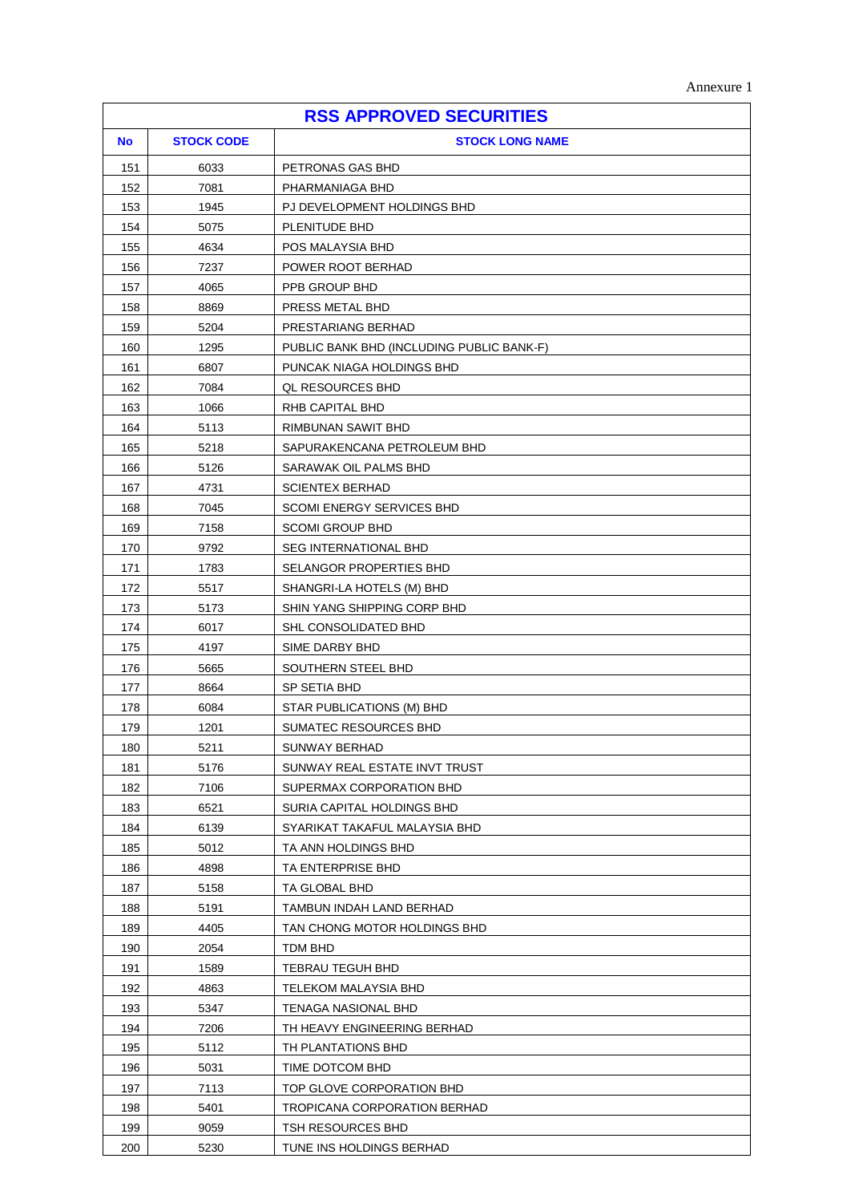Annexure 1

| RSS APPROVED SECURITIES | | |
|---|---|---|
| **No** | **STOCK CODE** | **STOCK LONG NAME** |
| 151 | 6033 | PETRONAS GAS BHD |
| 152 | 7081 | PHARMANIAGA BHD |
| 153 | 1945 | PJ DEVELOPMENT HOLDINGS BHD |
| 154 | 5075 | PLENITUDE BHD |
| 155 | 4634 | POS MALAYSIA BHD |
| 156 | 7237 | POWER ROOT BERHAD |
| 157 | 4065 | PPB GROUP BHD |
| 158 | 8869 | PRESS METAL BHD |
| 159 | 5204 | PRESTARIANG BERHAD |
| 160 | 1295 | PUBLIC BANK BHD (INCLUDING PUBLIC BANK-F) |
| 161 | 6807 | PUNCAK NIAGA HOLDINGS BHD |
| 162 | 7084 | QL RESOURCES BHD |
| 163 | 1066 | RHB CAPITAL BHD |
| 164 | 5113 | RIMBUNAN SAWIT BHD |
| 165 | 5218 | SAPURAKENCANA PETROLEUM BHD |
| 166 | 5126 | SARAWAK OIL PALMS BHD |
| 167 | 4731 | SCIENTEX BERHAD |
| 168 | 7045 | SCOMI ENERGY SERVICES BHD |
| 169 | 7158 | SCOMI GROUP BHD |
| 170 | 9792 | SEG INTERNATIONAL BHD |
| 171 | 1783 | SELANGOR PROPERTIES BHD |
| 172 | 5517 | SHANGRI-LA HOTELS (M) BHD |
| 173 | 5173 | SHIN YANG SHIPPING CORP BHD |
| 174 | 6017 | SHL CONSOLIDATED BHD |
| 175 | 4197 | SIME DARBY BHD |
| 176 | 5665 | SOUTHERN STEEL BHD |
| 177 | 8664 | SP SETIA BHD |
| 178 | 6084 | STAR PUBLICATIONS (M) BHD |
| 179 | 1201 | SUMATEC RESOURCES BHD |
| 180 | 5211 | SUNWAY BERHAD |
| 181 | 5176 | SUNWAY REAL ESTATE INVT TRUST |
| 182 | 7106 | SUPERMAX CORPORATION BHD |
| 183 | 6521 | SURIA CAPITAL HOLDINGS BHD |
| 184 | 6139 | SYARIKAT TAKAFUL MALAYSIA BHD |
| 185 | 5012 | TA ANN HOLDINGS BHD |
| 186 | 4898 | TA ENTERPRISE BHD |
| 187 | 5158 | TA GLOBAL BHD |
| 188 | 5191 | TAMBUN INDAH LAND BERHAD |
| 189 | 4405 | TAN CHONG MOTOR HOLDINGS BHD |
| 190 | 2054 | TDM BHD |
| 191 | 1589 | TEBRAU TEGUH BHD |
| 192 | 4863 | TELEKOM MALAYSIA BHD |
| 193 | 5347 | TENAGA NASIONAL BHD |
| 194 | 7206 | TH HEAVY ENGINEERING BERHAD |
| 195 | 5112 | TH PLANTATIONS BHD |
| 196 | 5031 | TIME DOTCOM BHD |
| 197 | 7113 | TOP GLOVE CORPORATION BHD |
| 198 | 5401 | TROPICANA CORPORATION BERHAD |
| 199 | 9059 | TSH RESOURCES BHD |
| 200 | 5230 | TUNE INS HOLDINGS BERHAD |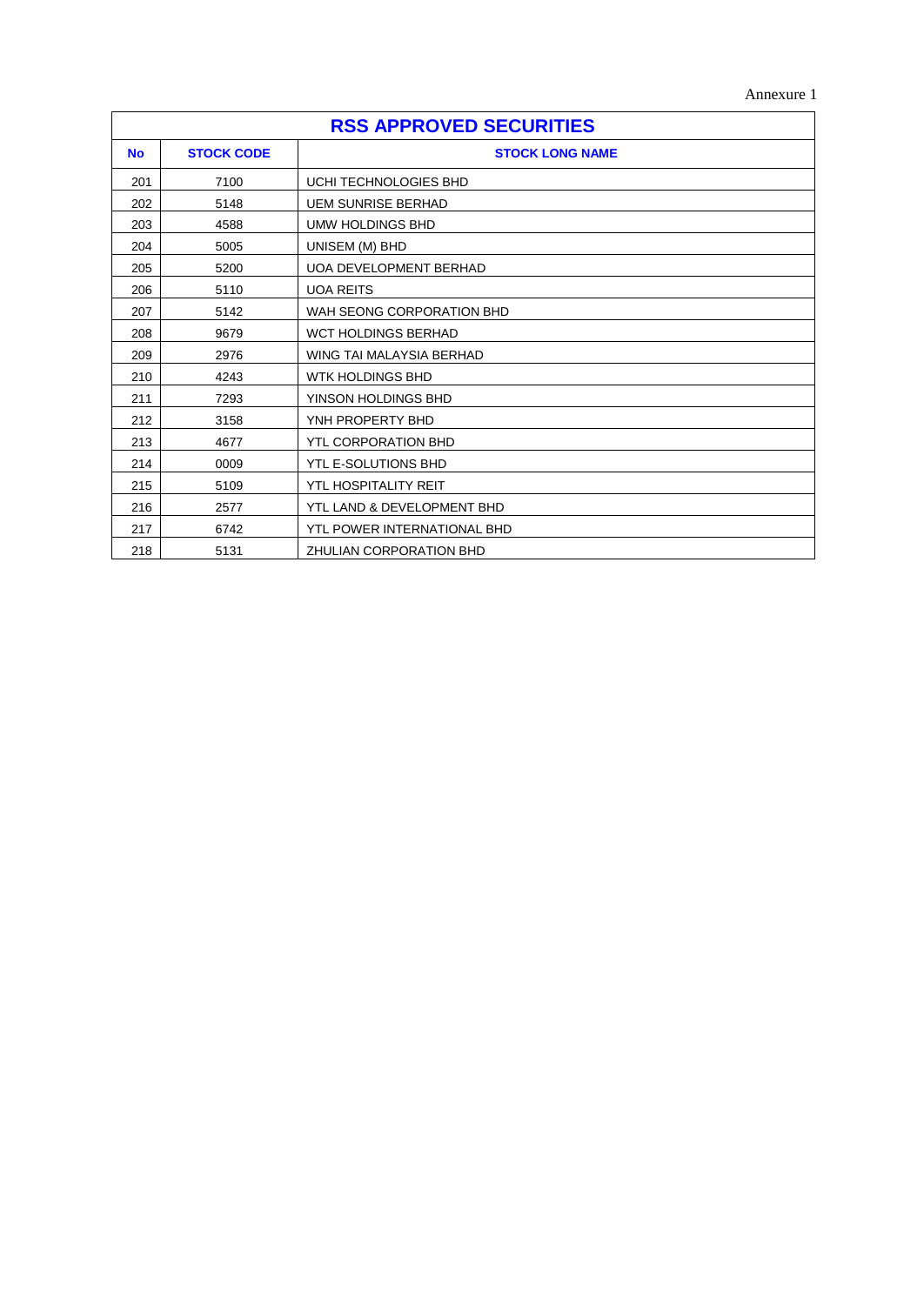Annexure 1

| RSS APPROVED SECURITIES | | |
|---|---|---|
| **No** | **STOCK CODE** | **STOCK LONG NAME** |
| 201 | 7100 | UCHI TECHNOLOGIES BHD |
| 202 | 5148 | UEM SUNRISE BERHAD |
| 203 | 4588 | UMW HOLDINGS BHD |
| 204 | 5005 | UNISEM (M) BHD |
| 205 | 5200 | UOA DEVELOPMENT BERHAD |
| 206 | 5110 | UOA REITS |
| 207 | 5142 | WAH SEONG CORPORATION BHD |
| 208 | 9679 | WCT HOLDINGS BERHAD |
| 209 | 2976 | WING TAI MALAYSIA BERHAD |
| 210 | 4243 | WTK HOLDINGS BHD |
| 211 | 7293 | YINSON HOLDINGS BHD |
| 212 | 3158 | YNH PROPERTY BHD |
| 213 | 4677 | YTL CORPORATION BHD |
| 214 | 0009 | YTL E-SOLUTIONS BHD |
| 215 | 5109 | YTL HOSPITALITY REIT |
| 216 | 2577 | YTL LAND & DEVELOPMENT BHD |
| 217 | 6742 | YTL POWER INTERNATIONAL BHD |
| 218 | 5131 | ZHULIAN CORPORATION BHD |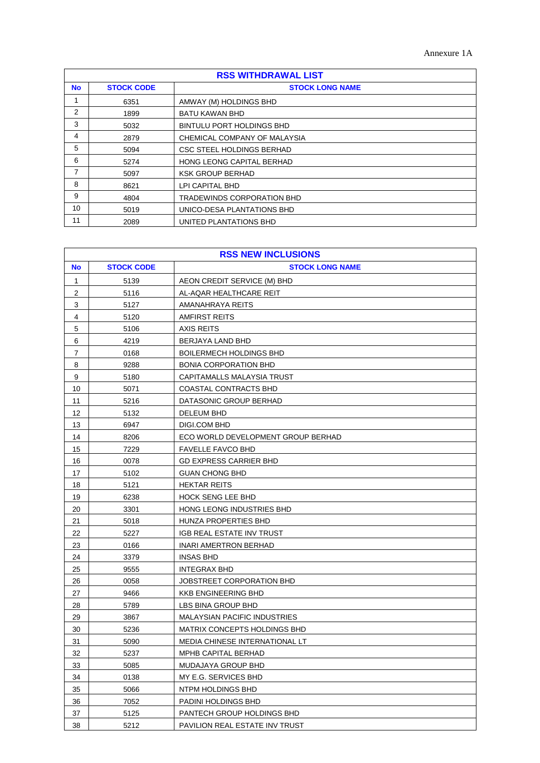Annexure 1A

| RSS WITHDRAWAL LIST | | |
|---|---|---|
| **No** | **STOCK CODE** | **STOCK LONG NAME** |
| 1 | 6351 | AMWAY (M) HOLDINGS BHD |
| 2 | 1899 | BATU KAWAN BHD |
| 3 | 5032 | BINTULU PORT HOLDINGS BHD |
| 4 | 2879 | CHEMICAL COMPANY OF MALAYSIA |
| 5 | 5094 | CSC STEEL HOLDINGS BERHAD |
| 6 | 5274 | HONG LEONG CAPITAL BERHAD |
| 7 | 5097 | KSK GROUP BERHAD |
| 8 | 8621 | LPI CAPITAL BHD |
| 9 | 4804 | TRADEWINDS CORPORATION BHD |
| 10 | 5019 | UNICO-DESA PLANTATIONS BHD |
| 11 | 2089 | UNITED PLANTATIONS BHD |

| RSS NEW INCLUSIONS | | |
|---|---|---|
| **No** | **STOCK CODE** | **STOCK LONG NAME** |
| 1 | 5139 | AEON CREDIT SERVICE (M) BHD |
| 2 | 5116 | AL-AQAR HEALTHCARE REIT |
| 3 | 5127 | AMANAHRAYA REITS |
| 4 | 5120 | AMFIRST REITS |
| 5 | 5106 | AXIS REITS |
| 6 | 4219 | BERJAYA LAND BHD |
| 7 | 0168 | BOILERMECH HOLDINGS BHD |
| 8 | 9288 | BONIA CORPORATION BHD |
| 9 | 5180 | CAPITAMALLS MALAYSIA TRUST |
| 10 | 5071 | COASTAL CONTRACTS BHD |
| 11 | 5216 | DATASONIC GROUP BERHAD |
| 12 | 5132 | DELEUM BHD |
| 13 | 6947 | DIGI.COM BHD |
| 14 | 8206 | ECO WORLD DEVELOPMENT GROUP BERHAD |
| 15 | 7229 | FAVELLE FAVCO BHD |
| 16 | 0078 | GD EXPRESS CARRIER BHD |
| 17 | 5102 | GUAN CHONG BHD |
| 18 | 5121 | HEKTAR REITS |
| 19 | 6238 | HOCK SENG LEE BHD |
| 20 | 3301 | HONG LEONG INDUSTRIES BHD |
| 21 | 5018 | HUNZA PROPERTIES BHD |
| 22 | 5227 | IGB REAL ESTATE INV TRUST |
| 23 | 0166 | INARI AMERTRON BERHAD |
| 24 | 3379 | INSAS BHD |
| 25 | 9555 | INTEGRAX BHD |
| 26 | 0058 | JOBSTREET CORPORATION BHD |
| 27 | 9466 | KKB ENGINEERING BHD |
| 28 | 5789 | LBS BINA GROUP BHD |
| 29 | 3867 | MALAYSIAN PACIFIC INDUSTRIES |
| 30 | 5236 | MATRIX CONCEPTS HOLDINGS BHD |
| 31 | 5090 | MEDIA CHINESE INTERNATIONAL LT |
| 32 | 5237 | MPHB CAPITAL BERHAD |
| 33 | 5085 | MUDAJAYA GROUP BHD |
| 34 | 0138 | MY E.G. SERVICES BHD |
| 35 | 5066 | NTPM HOLDINGS BHD |
| 36 | 7052 | PADINI HOLDINGS BHD |
| 37 | 5125 | PANTECH GROUP HOLDINGS BHD |
| 38 | 5212 | PAVILION REAL ESTATE INV TRUST |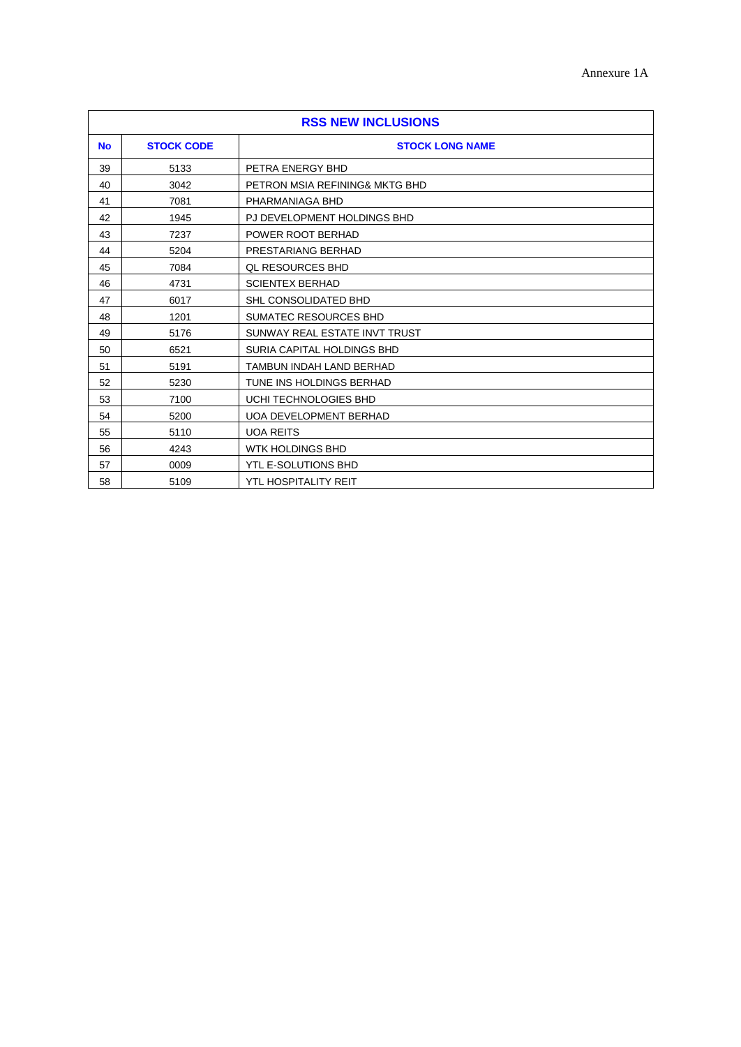Annexure 1A

| RSS NEW INCLUSIONS | | |
|---|---|---|
| **No** | **STOCK CODE** | **STOCK LONG NAME** |
| 39 | 5133 | PETRA ENERGY BHD |
| 40 | 3042 | PETRON MSIA REFINING& MKTG BHD |
| 41 | 7081 | PHARMANIAGA BHD |
| 42 | 1945 | PJ DEVELOPMENT HOLDINGS BHD |
| 43 | 7237 | POWER ROOT BERHAD |
| 44 | 5204 | PRESTARIANG BERHAD |
| 45 | 7084 | QL RESOURCES BHD |
| 46 | 4731 | SCIENTEX BERHAD |
| 47 | 6017 | SHL CONSOLIDATED BHD |
| 48 | 1201 | SUMATEC RESOURCES BHD |
| 49 | 5176 | SUNWAY REAL ESTATE INVT TRUST |
| 50 | 6521 | SURIA CAPITAL HOLDINGS BHD |
| 51 | 5191 | TAMBUN INDAH LAND BERHAD |
| 52 | 5230 | TUNE INS HOLDINGS BERHAD |
| 53 | 7100 | UCHI TECHNOLOGIES BHD |
| 54 | 5200 | UOA DEVELOPMENT BERHAD |
| 55 | 5110 | UOA REITS |
| 56 | 4243 | WTK HOLDINGS BHD |
| 57 | 0009 | YTL E-SOLUTIONS BHD |
| 58 | 5109 | YTL HOSPITALITY REIT |